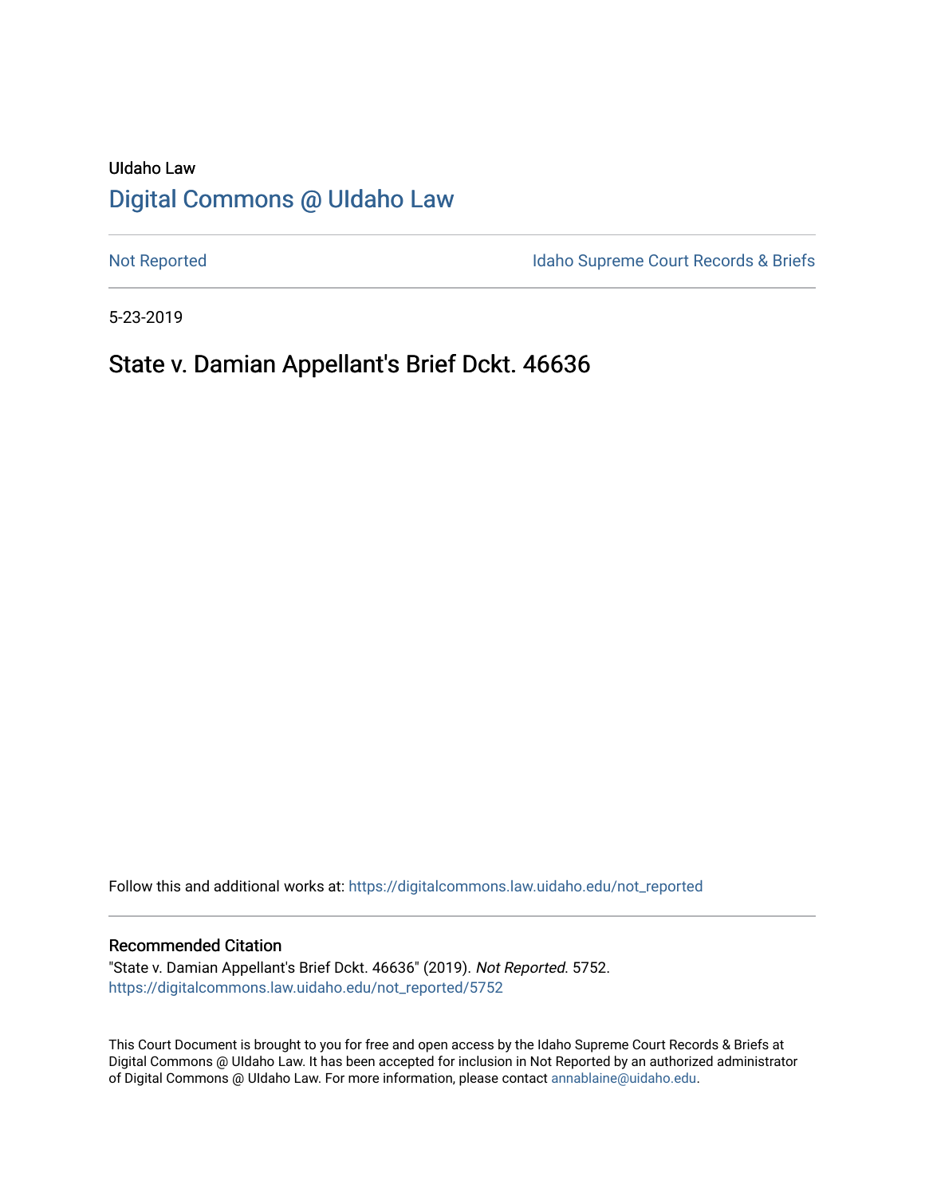UIdaho Law

[Digital Commons @ UIdaho Law](https://digitalcommons.law.uidaho.edu)

Not Reported | Idaho Supreme Court Records & Briefs

5-23-2019

# State v. Damian Appellant's Brief Dckt. 46636

Follow this and additional works at: https://digitalcommons.law.uidaho.edu/not_reported

## Recommended Citation

"State v. Damian Appellant's Brief Dckt. 46636" (2019). *Not Reported*. 5752.
https://digitalcommons.law.uidaho.edu/not_reported/5752

This Court Document is brought to you for free and open access by the Idaho Supreme Court Records & Briefs at Digital Commons @ UIdaho Law. It has been accepted for inclusion in Not Reported by an authorized administrator of Digital Commons @ UIdaho Law. For more information, please contact annablaine@uidaho.edu.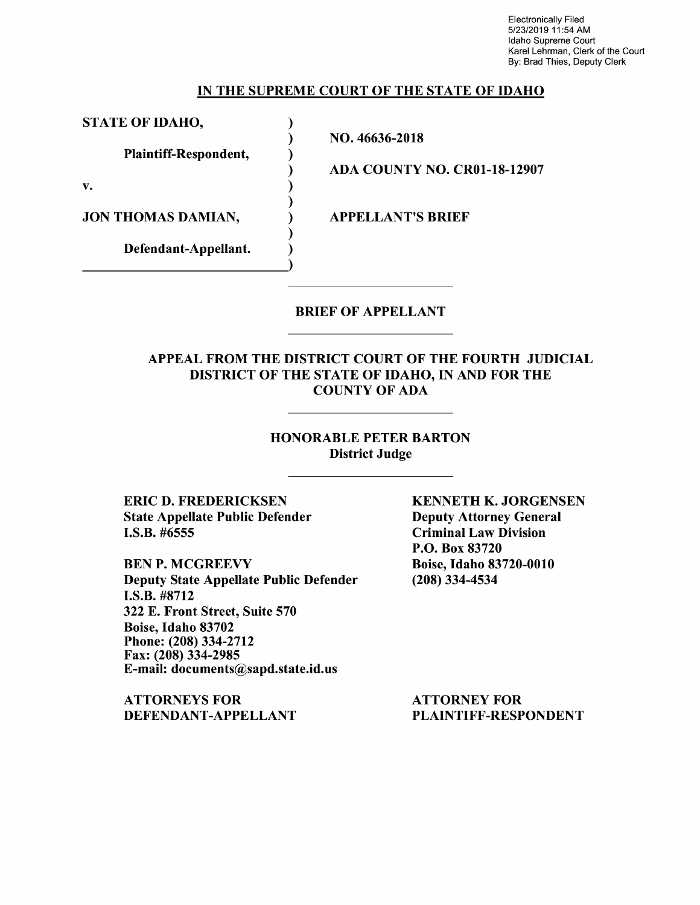Electronically Filed
5/23/2019 11:54 AM
Idaho Supreme Court
Karel Lehrman, Clerk of the Court
By: Brad Thies, Deputy Clerk

## IN THE SUPREME COURT OF THE STATE OF IDAHO

| | | |
|---|---|---|
| **STATE OF IDAHO,** | ) | |
| | ) | **NO. 46636-2018** |
| **Plaintiff-Respondent,** | ) | |
| | ) | **ADA COUNTY NO. CR01-18-12907** |
| **v.** | ) | |
| | ) | |
| **JON THOMAS DAMIAN,** | ) | **APPELLANT'S BRIEF** |
| | ) | |
| **Defendant-Appellant.** | ) | |

## BRIEF OF APPELLANT

**APPEAL FROM THE DISTRICT COURT OF THE FOURTH JUDICIAL DISTRICT OF THE STATE OF IDAHO, IN AND FOR THE COUNTY OF ADA**

**HONORABLE PETER BARTON**
**District Judge**

**ERIC D. FREDERICKSEN**
**State Appellate Public Defender**
**I.S.B. #6555**

**BEN P. MCGREEVY**
**Deputy State Appellate Public Defender**
**I.S.B. #8712**
**322 E. Front Street, Suite 570**
**Boise, Idaho 83702**
**Phone: (208) 334-2712**
**Fax: (208) 334-2985**
**E-mail: documents@sapd.state.id.us**

**ATTORNEYS FOR DEFENDANT-APPELLANT**

**KENNETH K. JORGENSEN**
**Deputy Attorney General**
**Criminal Law Division**
**P.O. Box 83720**
**Boise, Idaho 83720-0010**
**(208) 334-4534**

**ATTORNEY FOR PLAINTIFF-RESPONDENT**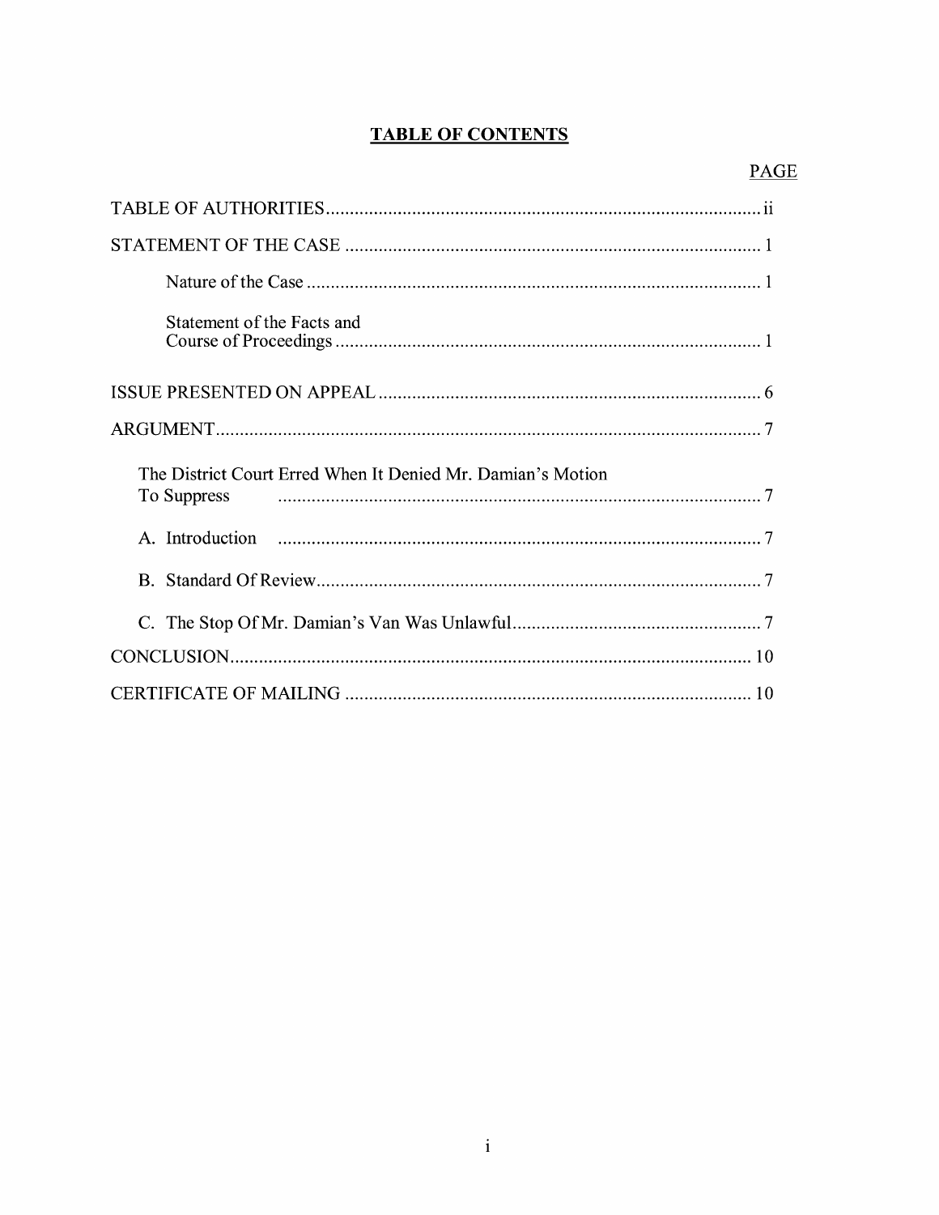# TABLE OF CONTENTS

| | PAGE |
|---|---|
| TABLE OF AUTHORITIES | ii |
| STATEMENT OF THE CASE | 1 |
| Nature of the Case | 1 |
| Statement of the Facts and Course of Proceedings | 1 |
| ISSUE PRESENTED ON APPEAL | 6 |
| ARGUMENT | 7 |
| The District Court Erred When It Denied Mr. Damian's Motion To Suppress | 7 |
| A. Introduction | 7 |
| B. Standard Of Review | 7 |
| C. The Stop Of Mr. Damian's Van Was Unlawful | 7 |
| CONCLUSION | 10 |
| CERTIFICATE OF MAILING | 10 |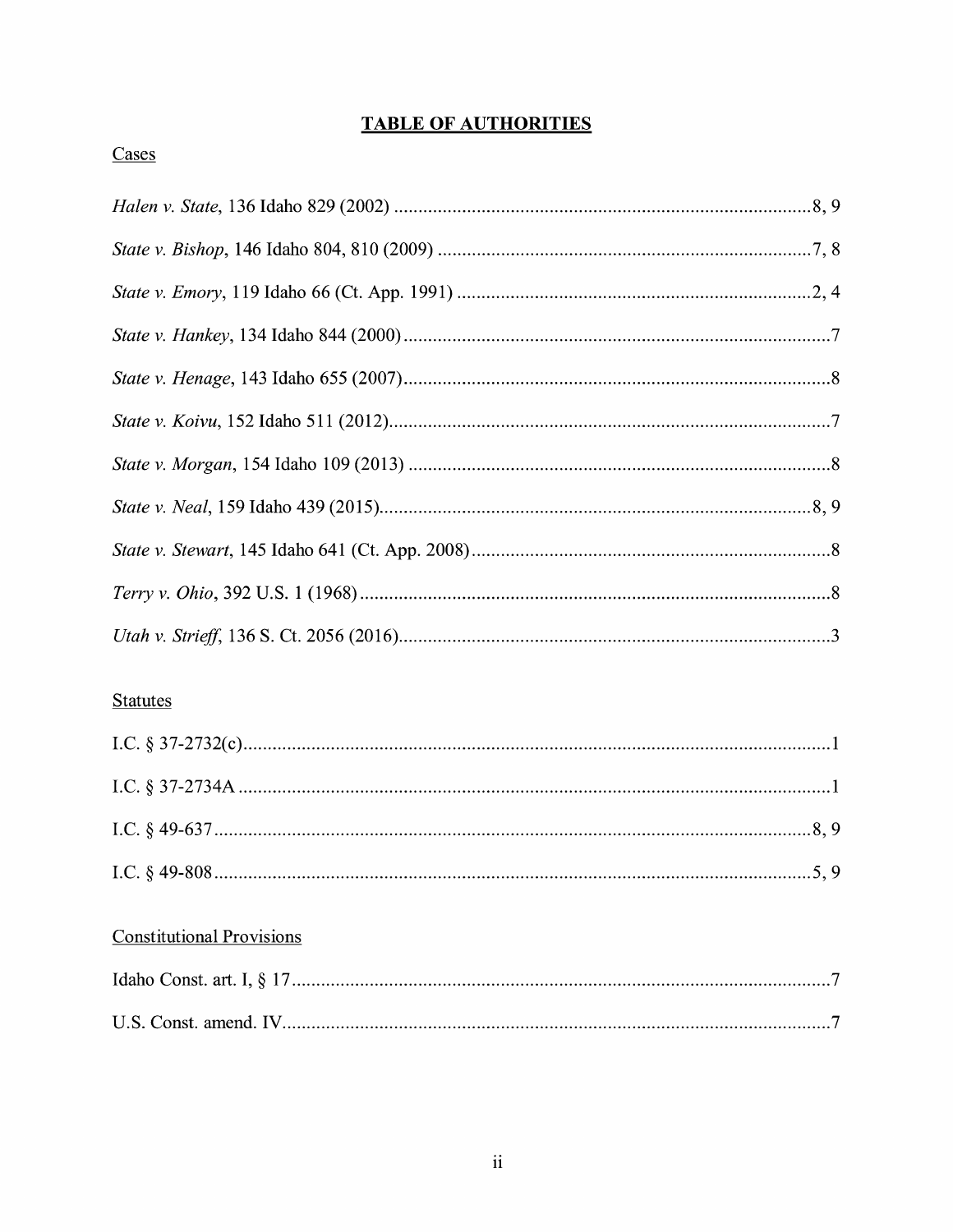# TABLE OF AUTHORITIES

## Cases

*Halen v. State*, 136 Idaho 829 (2002) ........................................................................8, 9

*State v. Bishop*, 146 Idaho 804, 810 (2009) ..............................................................7, 8

*State v. Emory*, 119 Idaho 66 (Ct. App. 1991) ..........................................................2, 4

*State v. Hankey*, 134 Idaho 844 (2000) ........................................................................7

*State v. Henage*, 143 Idaho 655 (2007)........................................................................8

*State v. Koivu*, 152 Idaho 511 (2012)...........................................................................7

*State v. Morgan*, 154 Idaho 109 (2013) .......................................................................8

*State v. Neal*, 159 Idaho 439 (2015)........................................................................8, 9

*State v. Stewart*, 145 Idaho 641 (Ct. App. 2008)..........................................................8

*Terry v. Ohio*, 392 U.S. 1 (1968) .................................................................................8

*Utah v. Strieff*, 136 S. Ct. 2056 (2016).........................................................................3

## Statutes

I.C. § 37-2732(c)..........................................................................................................1

I.C. § 37-2734A ...........................................................................................................1

I.C. § 49-637...........................................................................................................8, 9

I.C. § 49-808...........................................................................................................5, 9

## Constitutional Provisions

Idaho Const. art. I, § 17................................................................................................7

U.S. Const. amend. IV..................................................................................................7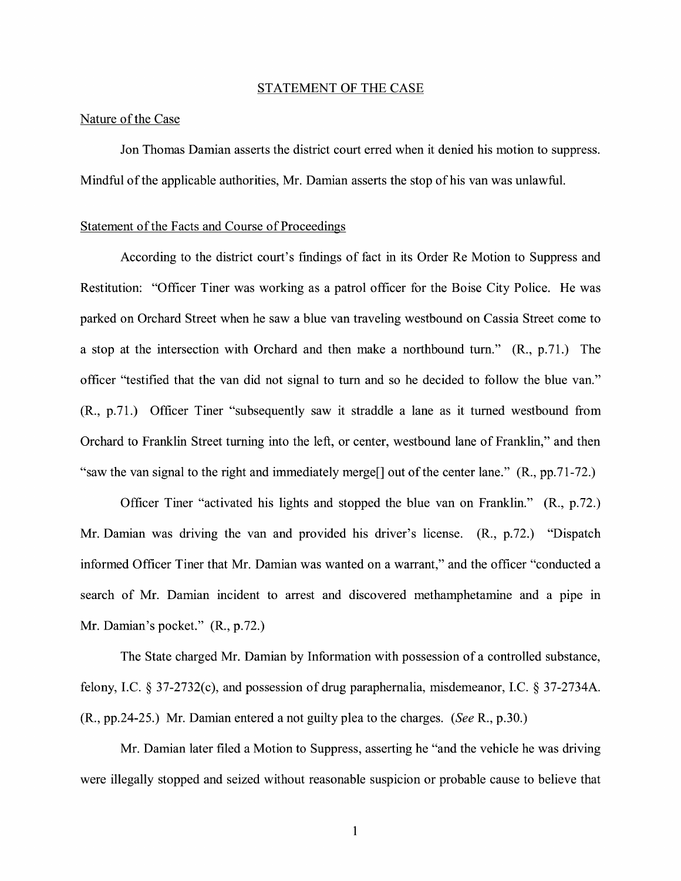## STATEMENT OF THE CASE

### Nature of the Case

Jon Thomas Damian asserts the district court erred when it denied his motion to suppress. Mindful of the applicable authorities, Mr. Damian asserts the stop of his van was unlawful.

### Statement of the Facts and Course of Proceedings

According to the district court's findings of fact in its Order Re Motion to Suppress and Restitution: "Officer Tiner was working as a patrol officer for the Boise City Police. He was parked on Orchard Street when he saw a blue van traveling westbound on Cassia Street come to a stop at the intersection with Orchard and then make a northbound turn." (R., p.71.) The officer "testified that the van did not signal to turn and so he decided to follow the blue van." (R., p.71.) Officer Tiner "subsequently saw it straddle a lane as it turned westbound from Orchard to Franklin Street turning into the left, or center, westbound lane of Franklin," and then "saw the van signal to the right and immediately merge[] out of the center lane." (R., pp.71-72.)

Officer Tiner "activated his lights and stopped the blue van on Franklin." (R., p.72.) Mr. Damian was driving the van and provided his driver's license. (R., p.72.) "Dispatch informed Officer Tiner that Mr. Damian was wanted on a warrant," and the officer "conducted a search of Mr. Damian incident to arrest and discovered methamphetamine and a pipe in Mr. Damian's pocket." (R., p.72.)

The State charged Mr. Damian by Information with possession of a controlled substance, felony, I.C. § 37-2732(c), and possession of drug paraphernalia, misdemeanor, I.C. § 37-2734A. (R., pp.24-25.) Mr. Damian entered a not guilty plea to the charges. (*See* R., p.30.)

Mr. Damian later filed a Motion to Suppress, asserting he "and the vehicle he was driving were illegally stopped and seized without reasonable suspicion or probable cause to believe that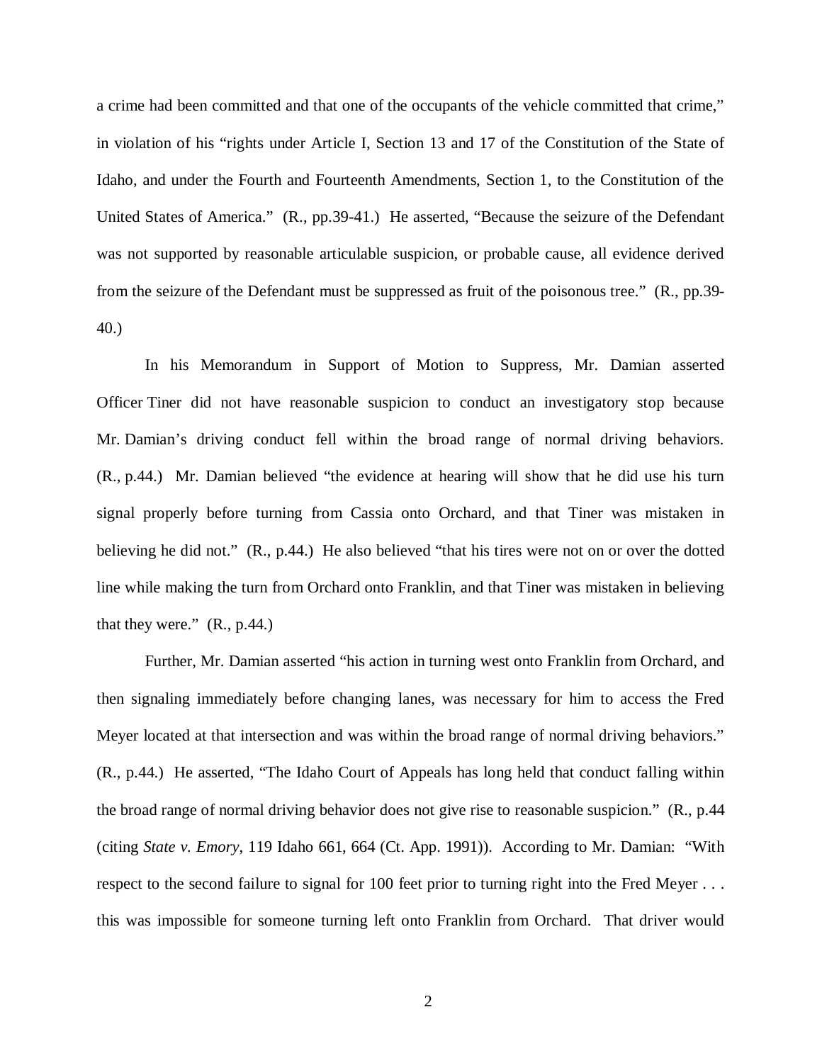a crime had been committed and that one of the occupants of the vehicle committed that crime," in violation of his "rights under Article I, Section 13 and 17 of the Constitution of the State of Idaho, and under the Fourth and Fourteenth Amendments, Section 1, to the Constitution of the United States of America." (R., pp.39-41.) He asserted, "Because the seizure of the Defendant was not supported by reasonable articulable suspicion, or probable cause, all evidence derived from the seizure of the Defendant must be suppressed as fruit of the poisonous tree." (R., pp.39-40.)

In his Memorandum in Support of Motion to Suppress, Mr. Damian asserted Officer Tiner did not have reasonable suspicion to conduct an investigatory stop because Mr. Damian's driving conduct fell within the broad range of normal driving behaviors. (R., p.44.) Mr. Damian believed "the evidence at hearing will show that he did use his turn signal properly before turning from Cassia onto Orchard, and that Tiner was mistaken in believing he did not." (R., p.44.) He also believed "that his tires were not on or over the dotted line while making the turn from Orchard onto Franklin, and that Tiner was mistaken in believing that they were." (R., p.44.)

Further, Mr. Damian asserted "his action in turning west onto Franklin from Orchard, and then signaling immediately before changing lanes, was necessary for him to access the Fred Meyer located at that intersection and was within the broad range of normal driving behaviors." (R., p.44.) He asserted, "The Idaho Court of Appeals has long held that conduct falling within the broad range of normal driving behavior does not give rise to reasonable suspicion." (R., p.44 (citing *State v. Emory*, 119 Idaho 661, 664 (Ct. App. 1991)). According to Mr. Damian: "With respect to the second failure to signal for 100 feet prior to turning right into the Fred Meyer . . . this was impossible for someone turning left onto Franklin from Orchard. That driver would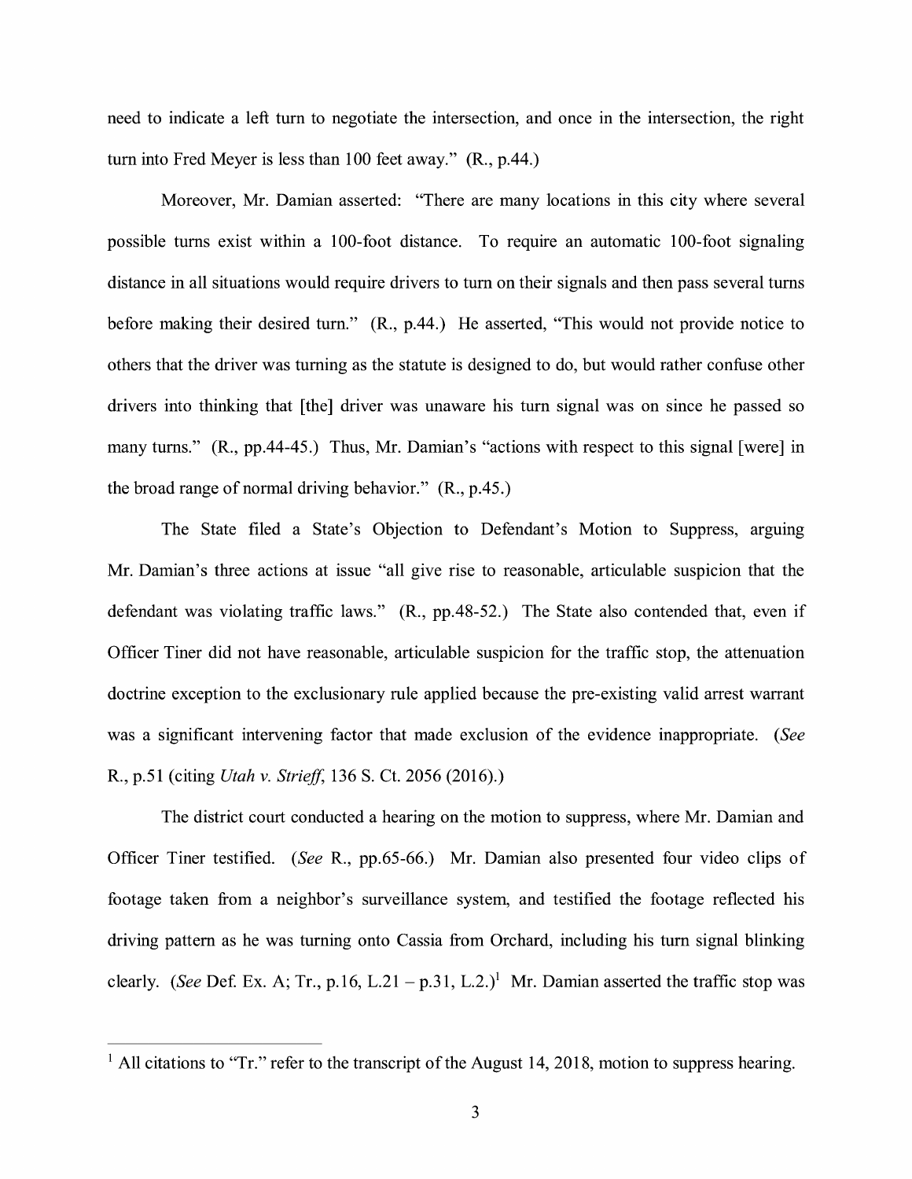need to indicate a left turn to negotiate the intersection, and once in the intersection, the right turn into Fred Meyer is less than 100 feet away." (R., p.44.)

Moreover, Mr. Damian asserted: "There are many locations in this city where several possible turns exist within a 100-foot distance. To require an automatic 100-foot signaling distance in all situations would require drivers to turn on their signals and then pass several turns before making their desired turn." (R., p.44.) He asserted, "This would not provide notice to others that the driver was turning as the statute is designed to do, but would rather confuse other drivers into thinking that [the] driver was unaware his turn signal was on since he passed so many turns." (R., pp.44-45.) Thus, Mr. Damian's "actions with respect to this signal [were] in the broad range of normal driving behavior." (R., p.45.)

The State filed a State's Objection to Defendant's Motion to Suppress, arguing Mr. Damian's three actions at issue "all give rise to reasonable, articulable suspicion that the defendant was violating traffic laws." (R., pp.48-52.) The State also contended that, even if Officer Tiner did not have reasonable, articulable suspicion for the traffic stop, the attenuation doctrine exception to the exclusionary rule applied because the pre-existing valid arrest warrant was a significant intervening factor that made exclusion of the evidence inappropriate. (*See* R., p.51 (citing *Utah v. Strieff*, 136 S. Ct. 2056 (2016).)

The district court conducted a hearing on the motion to suppress, where Mr. Damian and Officer Tiner testified. (*See* R., pp.65-66.) Mr. Damian also presented four video clips of footage taken from a neighbor's surveillance system, and testified the footage reflected his driving pattern as he was turning onto Cassia from Orchard, including his turn signal blinking clearly. (*See* Def. Ex. A; Tr., p.16, L.21 – p.31, L.2.)[1] Mr. Damian asserted the traffic stop was

[1] All citations to "Tr." refer to the transcript of the August 14, 2018, motion to suppress hearing.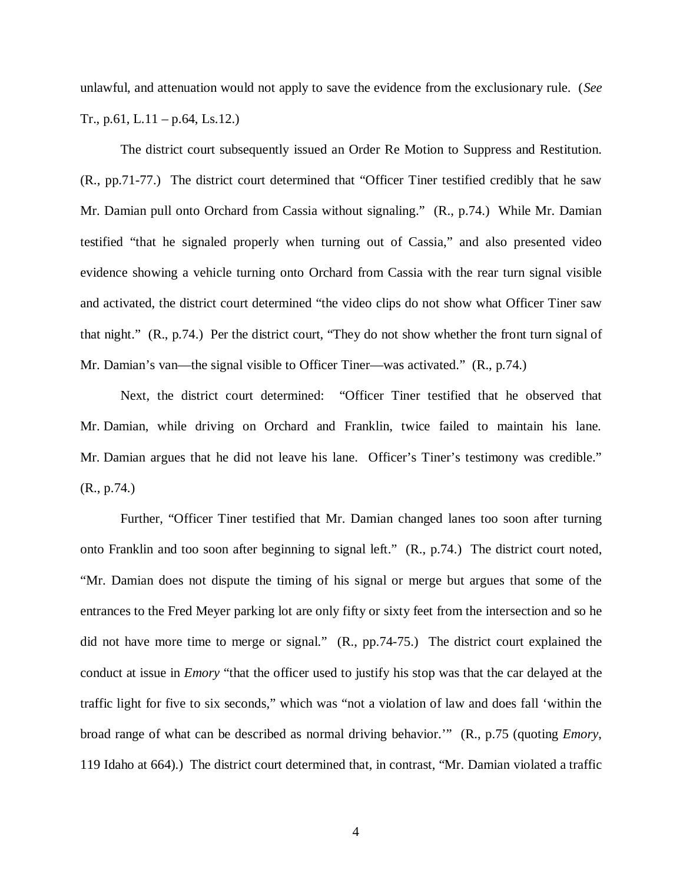unlawful, and attenuation would not apply to save the evidence from the exclusionary rule. (*See* Tr., p.61, L.11 – p.64, Ls.12.)

The district court subsequently issued an Order Re Motion to Suppress and Restitution. (R., pp.71-77.) The district court determined that "Officer Tiner testified credibly that he saw Mr. Damian pull onto Orchard from Cassia without signaling." (R., p.74.) While Mr. Damian testified "that he signaled properly when turning out of Cassia," and also presented video evidence showing a vehicle turning onto Orchard from Cassia with the rear turn signal visible and activated, the district court determined "the video clips do not show what Officer Tiner saw that night." (R., p.74.) Per the district court, "They do not show whether the front turn signal of Mr. Damian's van—the signal visible to Officer Tiner—was activated." (R., p.74.)

Next, the district court determined: "Officer Tiner testified that he observed that Mr. Damian, while driving on Orchard and Franklin, twice failed to maintain his lane. Mr. Damian argues that he did not leave his lane. Officer's Tiner's testimony was credible." (R., p.74.)

Further, "Officer Tiner testified that Mr. Damian changed lanes too soon after turning onto Franklin and too soon after beginning to signal left." (R., p.74.) The district court noted, "Mr. Damian does not dispute the timing of his signal or merge but argues that some of the entrances to the Fred Meyer parking lot are only fifty or sixty feet from the intersection and so he did not have more time to merge or signal." (R., pp.74-75.) The district court explained the conduct at issue in *Emory* "that the officer used to justify his stop was that the car delayed at the traffic light for five to six seconds," which was "not a violation of law and does fall 'within the broad range of what can be described as normal driving behavior.'" (R., p.75 (quoting *Emory*, 119 Idaho at 664).) The district court determined that, in contrast, "Mr. Damian violated a traffic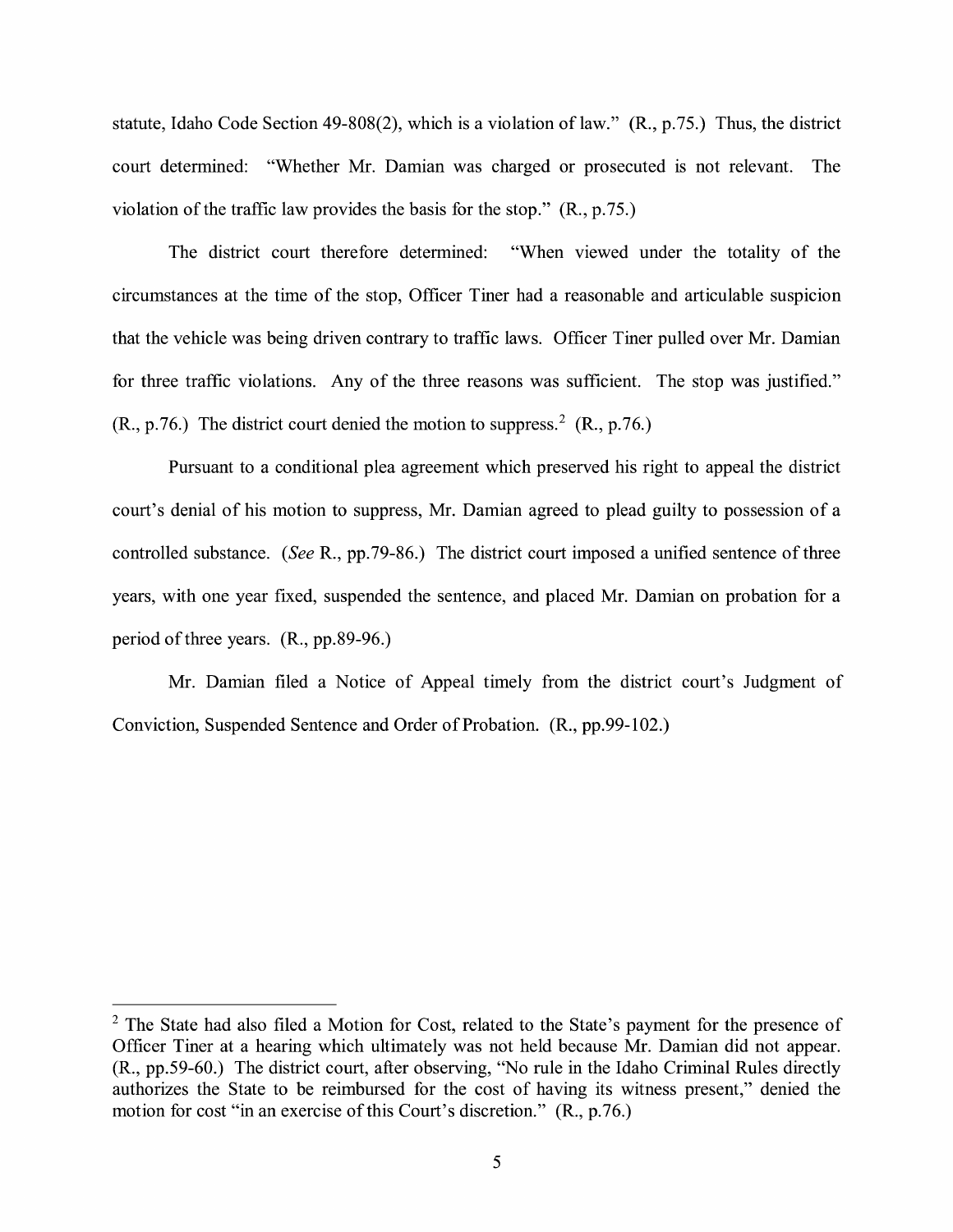statute, Idaho Code Section 49-808(2), which is a violation of law." (R., p.75.) Thus, the district court determined: "Whether Mr. Damian was charged or prosecuted is not relevant. The violation of the traffic law provides the basis for the stop." (R., p.75.)

The district court therefore determined: "When viewed under the totality of the circumstances at the time of the stop, Officer Tiner had a reasonable and articulable suspicion that the vehicle was being driven contrary to traffic laws. Officer Tiner pulled over Mr. Damian for three traffic violations. Any of the three reasons was sufficient. The stop was justified." (R., p.76.) The district court denied the motion to suppress.[2] (R., p.76.)

Pursuant to a conditional plea agreement which preserved his right to appeal the district court's denial of his motion to suppress, Mr. Damian agreed to plead guilty to possession of a controlled substance. (*See* R., pp.79-86.) The district court imposed a unified sentence of three years, with one year fixed, suspended the sentence, and placed Mr. Damian on probation for a period of three years. (R., pp.89-96.)

Mr. Damian filed a Notice of Appeal timely from the district court's Judgment of Conviction, Suspended Sentence and Order of Probation. (R., pp.99-102.)

---

[2] The State had also filed a Motion for Cost, related to the State's payment for the presence of Officer Tiner at a hearing which ultimately was not held because Mr. Damian did not appear. (R., pp.59-60.) The district court, after observing, "No rule in the Idaho Criminal Rules directly authorizes the State to be reimbursed for the cost of having its witness present," denied the motion for cost "in an exercise of this Court's discretion." (R., p.76.)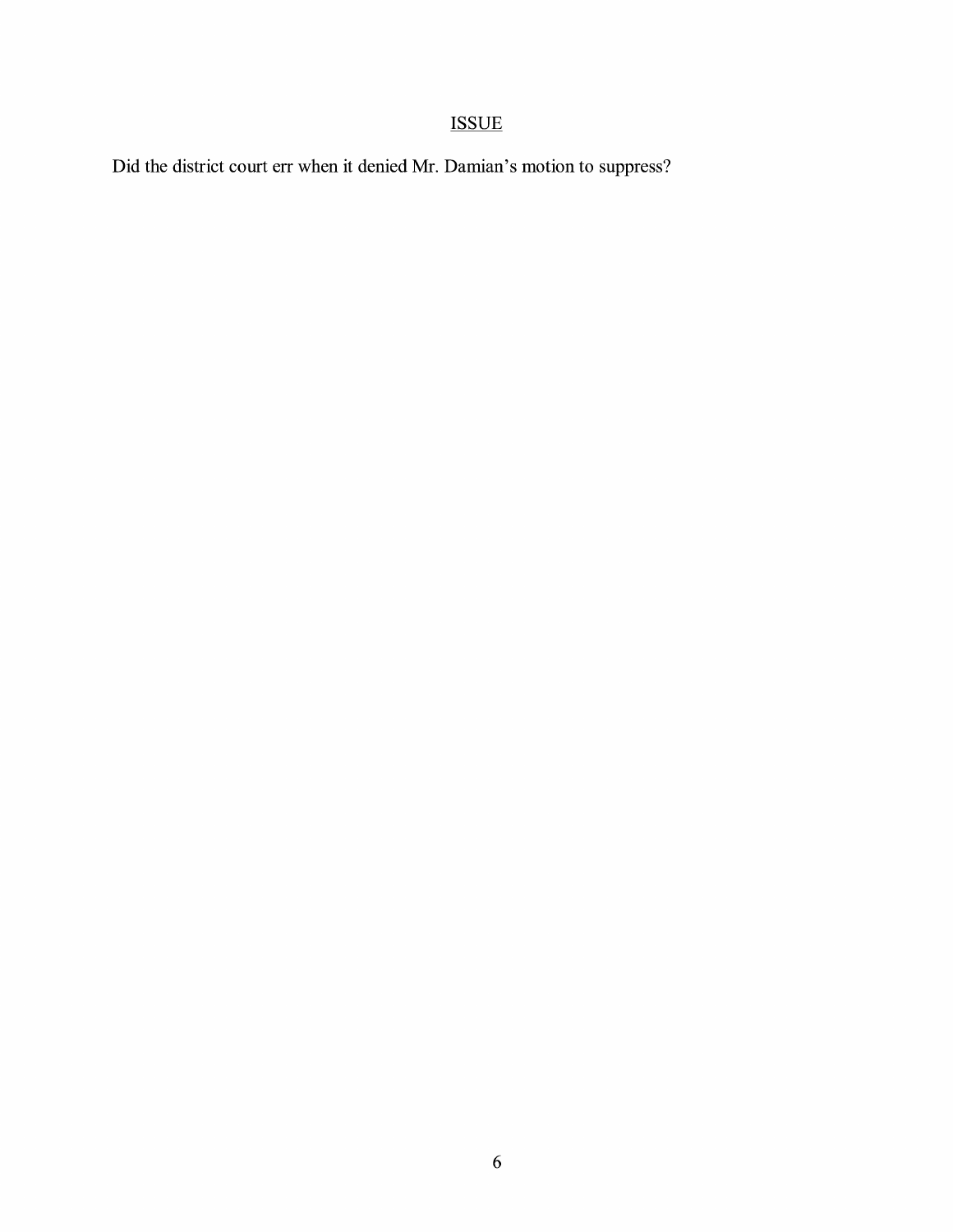## ISSUE

Did the district court err when it denied Mr. Damian's motion to suppress?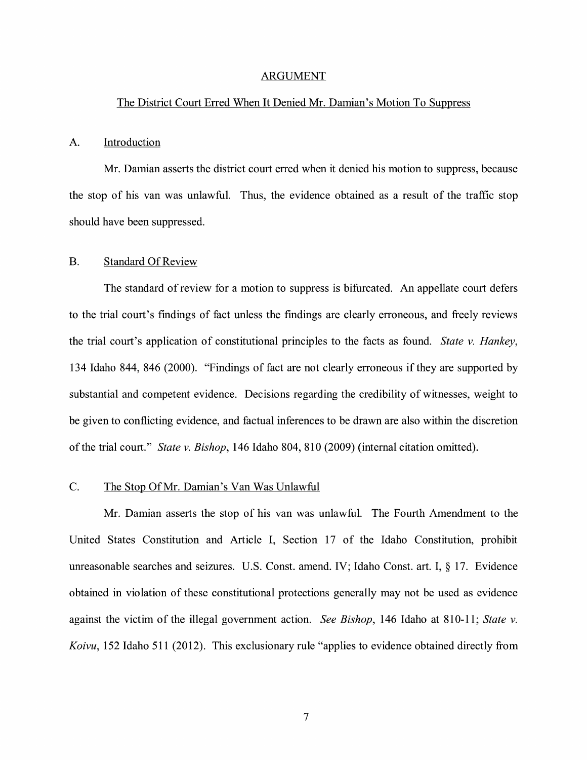## ARGUMENT

### The District Court Erred When It Denied Mr. Damian's Motion To Suppress

### A. Introduction

Mr. Damian asserts the district court erred when it denied his motion to suppress, because the stop of his van was unlawful. Thus, the evidence obtained as a result of the traffic stop should have been suppressed.

### B. Standard Of Review

The standard of review for a motion to suppress is bifurcated. An appellate court defers to the trial court's findings of fact unless the findings are clearly erroneous, and freely reviews the trial court's application of constitutional principles to the facts as found. *State v. Hankey*, 134 Idaho 844, 846 (2000). "Findings of fact are not clearly erroneous if they are supported by substantial and competent evidence. Decisions regarding the credibility of witnesses, weight to be given to conflicting evidence, and factual inferences to be drawn are also within the discretion of the trial court." *State v. Bishop*, 146 Idaho 804, 810 (2009) (internal citation omitted).

### C. The Stop Of Mr. Damian's Van Was Unlawful

Mr. Damian asserts the stop of his van was unlawful. The Fourth Amendment to the United States Constitution and Article I, Section 17 of the Idaho Constitution, prohibit unreasonable searches and seizures. U.S. Const. amend. IV; Idaho Const. art. I, § 17. Evidence obtained in violation of these constitutional protections generally may not be used as evidence against the victim of the illegal government action. *See Bishop*, 146 Idaho at 810-11; *State v. Koivu*, 152 Idaho 511 (2012). This exclusionary rule "applies to evidence obtained directly from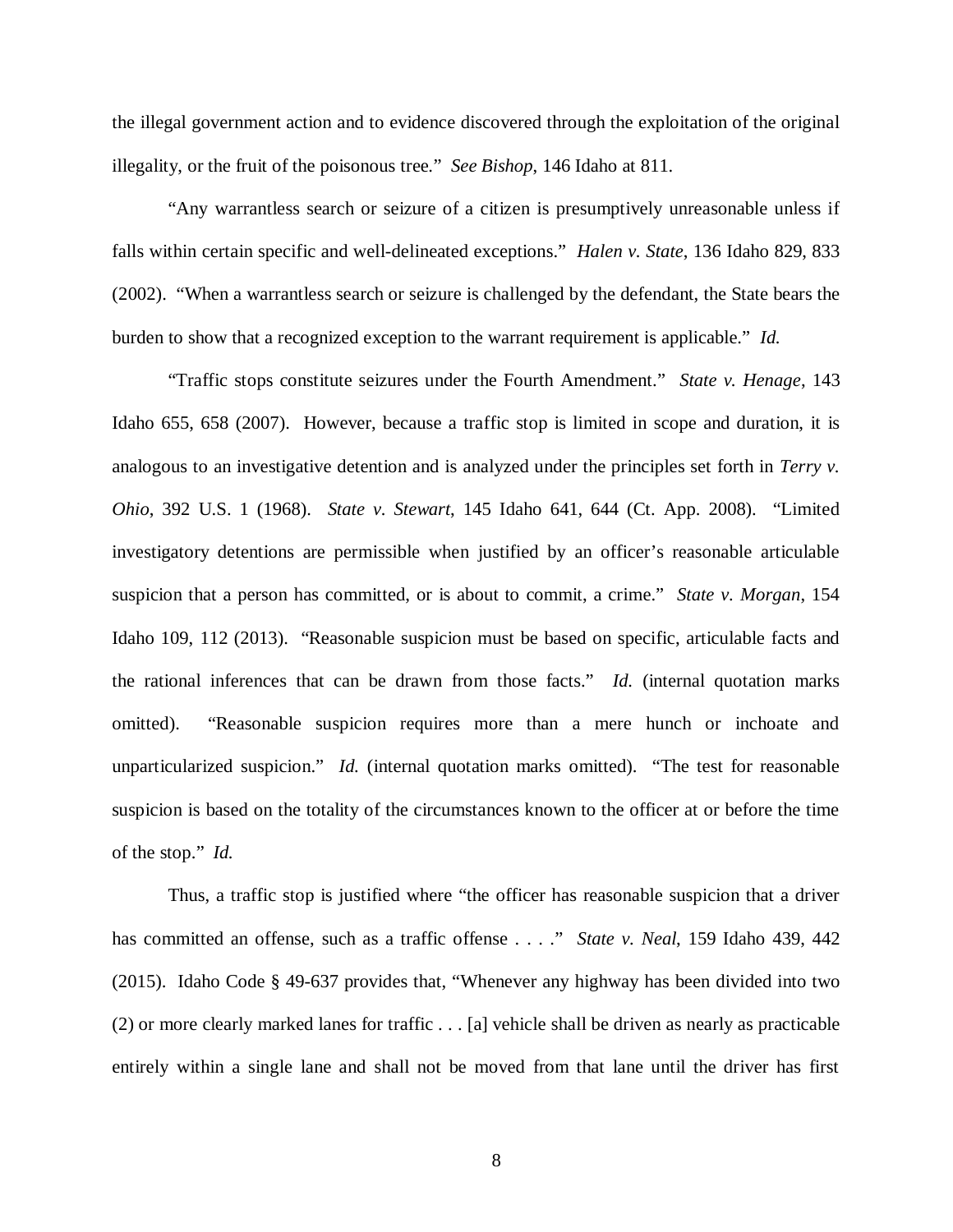the illegal government action and to evidence discovered through the exploitation of the original illegality, or the fruit of the poisonous tree." *See Bishop*, 146 Idaho at 811.

"Any warrantless search or seizure of a citizen is presumptively unreasonable unless if falls within certain specific and well-delineated exceptions." *Halen v. State*, 136 Idaho 829, 833 (2002). "When a warrantless search or seizure is challenged by the defendant, the State bears the burden to show that a recognized exception to the warrant requirement is applicable." *Id.*

"Traffic stops constitute seizures under the Fourth Amendment." *State v. Henage*, 143 Idaho 655, 658 (2007). However, because a traffic stop is limited in scope and duration, it is analogous to an investigative detention and is analyzed under the principles set forth in *Terry v. Ohio*, 392 U.S. 1 (1968). *State v. Stewart*, 145 Idaho 641, 644 (Ct. App. 2008). "Limited investigatory detentions are permissible when justified by an officer's reasonable articulable suspicion that a person has committed, or is about to commit, a crime." *State v. Morgan*, 154 Idaho 109, 112 (2013). "Reasonable suspicion must be based on specific, articulable facts and the rational inferences that can be drawn from those facts." *Id.* (internal quotation marks omitted). "Reasonable suspicion requires more than a mere hunch or inchoate and unparticularized suspicion." *Id.* (internal quotation marks omitted). "The test for reasonable suspicion is based on the totality of the circumstances known to the officer at or before the time of the stop." *Id.*

Thus, a traffic stop is justified where "the officer has reasonable suspicion that a driver has committed an offense, such as a traffic offense . . . ." *State v. Neal*, 159 Idaho 439, 442 (2015). Idaho Code § 49-637 provides that, "Whenever any highway has been divided into two (2) or more clearly marked lanes for traffic . . . [a] vehicle shall be driven as nearly as practicable entirely within a single lane and shall not be moved from that lane until the driver has first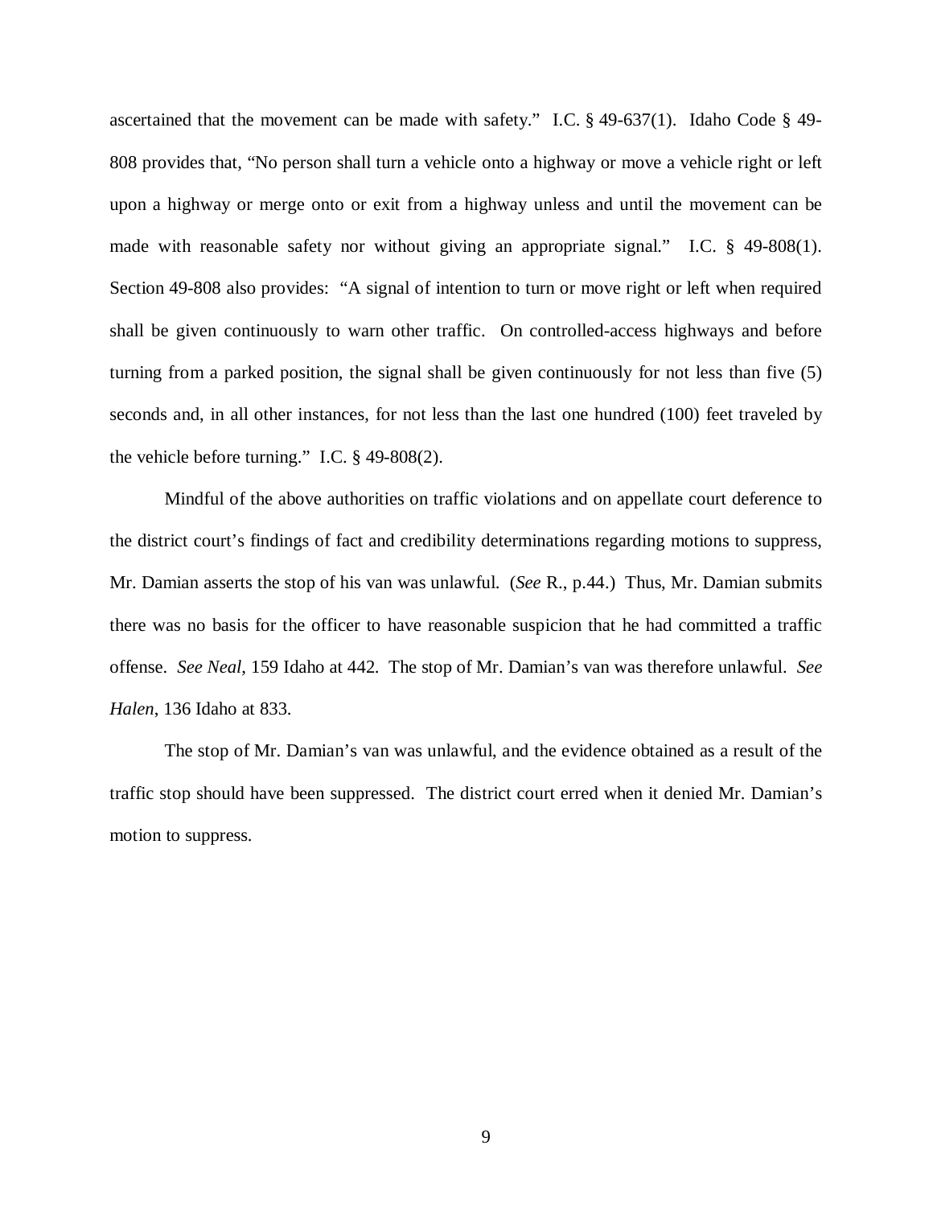ascertained that the movement can be made with safety." I.C. § 49-637(1). Idaho Code § 49-808 provides that, "No person shall turn a vehicle onto a highway or move a vehicle right or left upon a highway or merge onto or exit from a highway unless and until the movement can be made with reasonable safety nor without giving an appropriate signal." I.C. § 49-808(1). Section 49-808 also provides: "A signal of intention to turn or move right or left when required shall be given continuously to warn other traffic. On controlled-access highways and before turning from a parked position, the signal shall be given continuously for not less than five (5) seconds and, in all other instances, for not less than the last one hundred (100) feet traveled by the vehicle before turning." I.C. § 49-808(2).

Mindful of the above authorities on traffic violations and on appellate court deference to the district court's findings of fact and credibility determinations regarding motions to suppress, Mr. Damian asserts the stop of his van was unlawful. (*See* R., p.44.) Thus, Mr. Damian submits there was no basis for the officer to have reasonable suspicion that he had committed a traffic offense. *See Neal*, 159 Idaho at 442. The stop of Mr. Damian's van was therefore unlawful. *See Halen*, 136 Idaho at 833.

The stop of Mr. Damian's van was unlawful, and the evidence obtained as a result of the traffic stop should have been suppressed. The district court erred when it denied Mr. Damian's motion to suppress.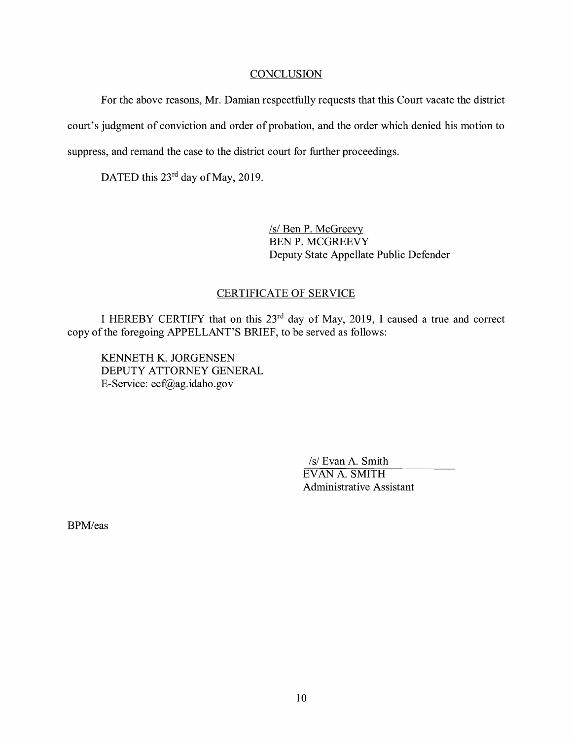## CONCLUSION

For the above reasons, Mr. Damian respectfully requests that this Court vacate the district court's judgment of conviction and order of probation, and the order which denied his motion to suppress, and remand the case to the district court for further proceedings.

DATED this 23rd day of May, 2019.

/s/ Ben P. McGreevy
BEN P. MCGREEVY
Deputy State Appellate Public Defender

## CERTIFICATE OF SERVICE

I HEREBY CERTIFY that on this 23rd day of May, 2019, I caused a true and correct copy of the foregoing APPELLANT'S BRIEF, to be served as follows:

KENNETH K. JORGENSEN
DEPUTY ATTORNEY GENERAL
E-Service: ecf@ag.idaho.gov

/s/ Evan A. Smith
EVAN A. SMITH
Administrative Assistant

BPM/eas